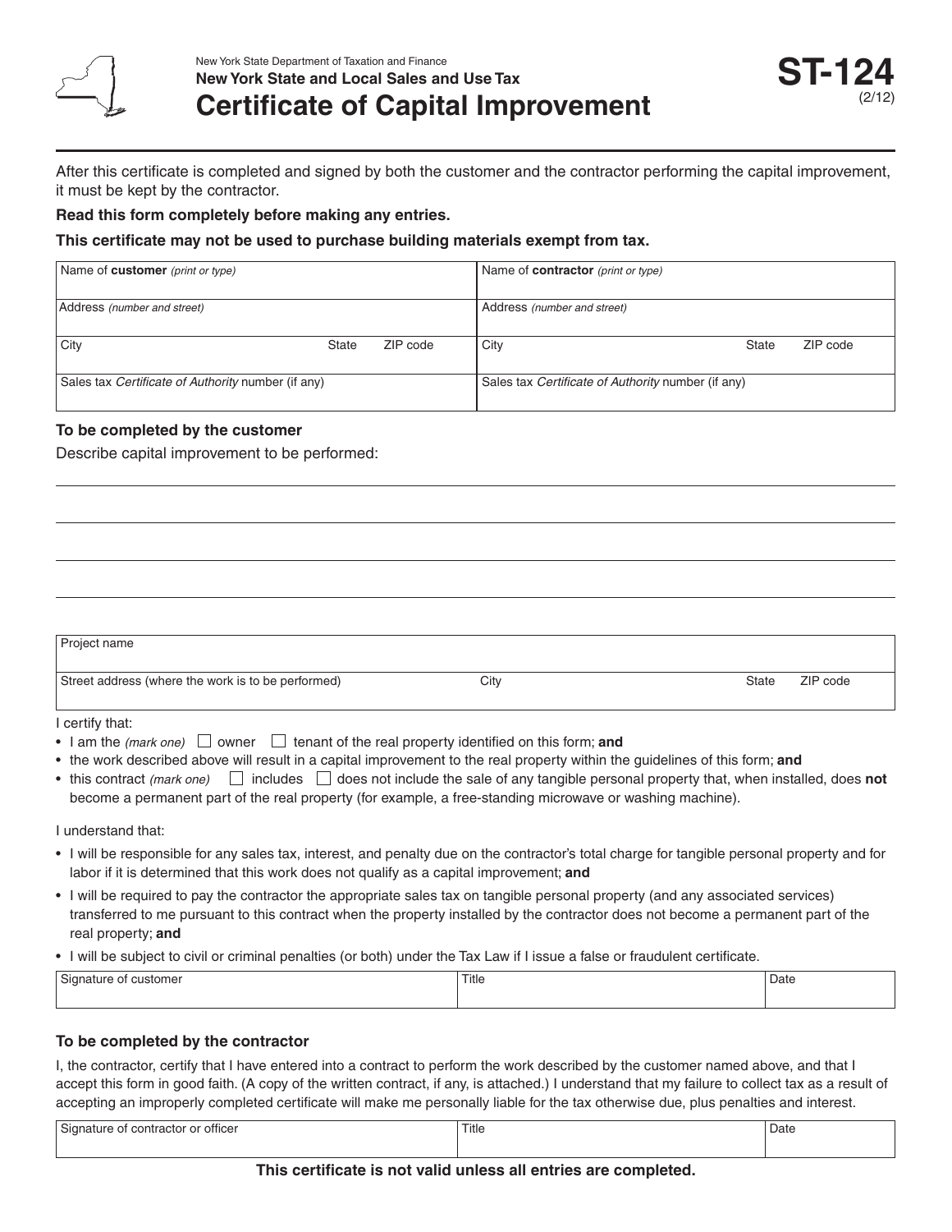New York State Department of Taxation and Finance

**New York State and Local Sales and Use Tax**

# Certificate of Capital Improvement

**ST-124** (2/12)

After this certificate is completed and signed by both the customer and the contractor performing the capital improvement, it must be kept by the contractor.

**Read this form completely before making any entries.**

**This certificate may not be used to purchase building materials exempt from tax.**

| Name of **customer** *(print or type)* | | | Name of **contractor** *(print or type)* | | |
|---|---|---|---|---|---|
| Address *(number and street)* | | | Address *(number and street)* | | |
| City | State | ZIP code | City | State | ZIP code |
| Sales tax *Certificate of Authority* number (if any) | | | Sales tax *Certificate of Authority* number (if any) | | |

### To be completed by the customer

Describe capital improvement to be performed:

| Project name | | | |
|---|---|---|---|
| Street address (where the work is to be performed) | City | State | ZIP code |

I certify that:

- I am the *(mark one)* ☐ owner ☐ tenant of the real property identified on this form; **and**
- the work described above will result in a capital improvement to the real property within the guidelines of this form; **and**
- this contract *(mark one)* ☐ includes ☐ does not include the sale of any tangible personal property that, when installed, does **not** become a permanent part of the real property (for example, a free-standing microwave or washing machine).

I understand that:

- I will be responsible for any sales tax, interest, and penalty due on the contractor's total charge for tangible personal property and for labor if it is determined that this work does not qualify as a capital improvement; **and**
- I will be required to pay the contractor the appropriate sales tax on tangible personal property (and any associated services) transferred to me pursuant to this contract when the property installed by the contractor does not become a permanent part of the real property; **and**
- I will be subject to civil or criminal penalties (or both) under the Tax Law if I issue a false or fraudulent certificate.

| Signature of customer | Title | Date |
|---|---|---|

### To be completed by the contractor

I, the contractor, certify that I have entered into a contract to perform the work described by the customer named above, and that I accept this form in good faith. (A copy of the written contract, if any, is attached.) I understand that my failure to collect tax as a result of accepting an improperly completed certificate will make me personally liable for the tax otherwise due, plus penalties and interest.

| Signature of contractor or officer | Title | Date |
|---|---|---|

**This certificate is not valid unless all entries are completed.**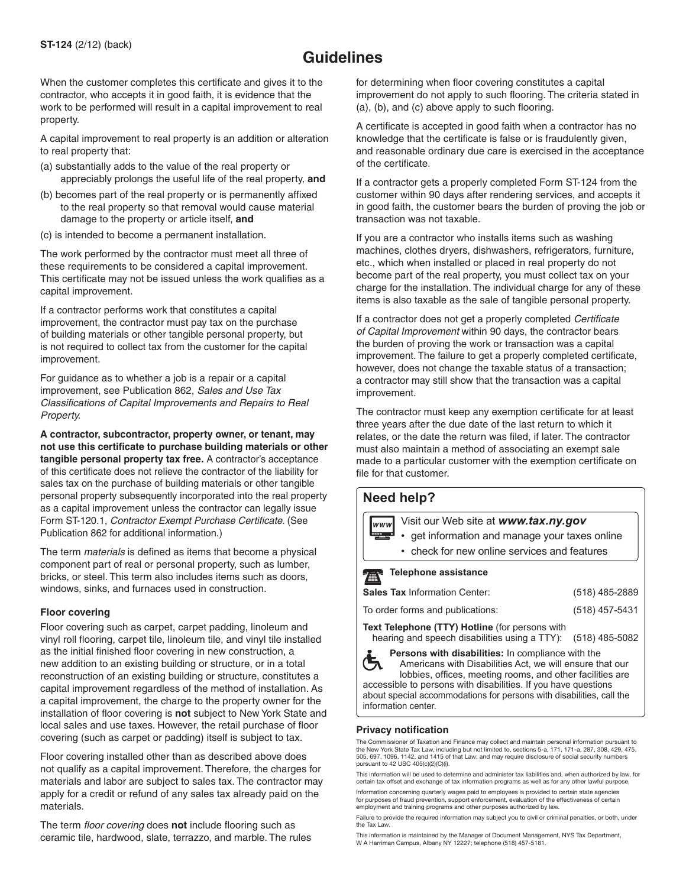## Guidelines

When the customer completes this certificate and gives it to the contractor, who accepts it in good faith, it is evidence that the work to be performed will result in a capital improvement to real property.

A capital improvement to real property is an addition or alteration to real property that:

(a) substantially adds to the value of the real property or appreciably prolongs the useful life of the real property, **and**

(b) becomes part of the real property or is permanently affixed to the real property so that removal would cause material damage to the property or article itself, **and**

(c) is intended to become a permanent installation.

The work performed by the contractor must meet all three of these requirements to be considered a capital improvement. This certificate may not be issued unless the work qualifies as a capital improvement.

If a contractor performs work that constitutes a capital improvement, the contractor must pay tax on the purchase of building materials or other tangible personal property, but is not required to collect tax from the customer for the capital improvement.

For guidance as to whether a job is a repair or a capital improvement, see Publication 862, *Sales and Use Tax Classifications of Capital Improvements and Repairs to Real Property*.

**A contractor, subcontractor, property owner, or tenant, may not use this certificate to purchase building materials or other tangible personal property tax free.** A contractor's acceptance of this certificate does not relieve the contractor of the liability for sales tax on the purchase of building materials or other tangible personal property subsequently incorporated into the real property as a capital improvement unless the contractor can legally issue Form ST-120.1, *Contractor Exempt Purchase Certificate*. (See Publication 862 for additional information.)

The term *materials* is defined as items that become a physical component part of real or personal property, such as lumber, bricks, or steel. This term also includes items such as doors, windows, sinks, and furnaces used in construction.

### Floor covering

Floor covering such as carpet, carpet padding, linoleum and vinyl roll flooring, carpet tile, linoleum tile, and vinyl tile installed as the initial finished floor covering in new construction, a new addition to an existing building or structure, or in a total reconstruction of an existing building or structure, constitutes a capital improvement regardless of the method of installation. As a capital improvement, the charge to the property owner for the installation of floor covering is **not** subject to New York State and local sales and use taxes. However, the retail purchase of floor covering (such as carpet or padding) itself is subject to tax.

Floor covering installed other than as described above does not qualify as a capital improvement. Therefore, the charges for materials and labor are subject to sales tax. The contractor may apply for a credit or refund of any sales tax already paid on the materials.

The term *floor covering* does **not** include flooring such as ceramic tile, hardwood, slate, terrazzo, and marble. The rules for determining when floor covering constitutes a capital improvement do not apply to such flooring. The criteria stated in (a), (b), and (c) above apply to such flooring.

A certificate is accepted in good faith when a contractor has no knowledge that the certificate is false or is fraudulently given, and reasonable ordinary due care is exercised in the acceptance of the certificate.

If a contractor gets a properly completed Form ST-124 from the customer within 90 days after rendering services, and accepts it in good faith, the customer bears the burden of proving the job or transaction was not taxable.

If you are a contractor who installs items such as washing machines, clothes dryers, dishwashers, refrigerators, furniture, etc., which when installed or placed in real property do not become part of the real property, you must collect tax on your charge for the installation. The individual charge for any of these items is also taxable as the sale of tangible personal property.

If a contractor does not get a properly completed *Certificate of Capital Improvement* within 90 days, the contractor bears the burden of proving the work or transaction was a capital improvement. The failure to get a properly completed certificate, however, does not change the taxable status of a transaction; a contractor may still show that the transaction was a capital improvement.

The contractor must keep any exemption certificate for at least three years after the due date of the last return to which it relates, or the date the return was filed, if later. The contractor must also maintain a method of associating an exempt sale made to a particular customer with the exemption certificate on file for that customer.

### Need help?

Visit our Web site at ***www.tax.ny.gov***

- get information and manage your taxes online
- check for new online services and features

**Telephone assistance**

| | |
|---|---|
| **Sales Tax** Information Center: | (518) 485-2889 |
| To order forms and publications: | (518) 457-5431 |
| **Text Telephone (TTY) Hotline** (for persons with hearing and speech disabilities using a TTY): | (518) 485-5082 |

**Persons with disabilities:** In compliance with the Americans with Disabilities Act, we will ensure that our lobbies, offices, meeting rooms, and other facilities are accessible to persons with disabilities. If you have questions about special accommodations for persons with disabilities, call the information center.

### Privacy notification

The Commissioner of Taxation and Finance may collect and maintain personal information pursuant to the New York State Tax Law, including but not limited to, sections 5-a, 171, 171-a, 287, 308, 429, 475, 505, 697, 1096, 1142, and 1415 of that Law; and may require disclosure of social security numbers pursuant to 42 USC 405(c)(2)(C)(i).

This information will be used to determine and administer tax liabilities and, when authorized by law, for certain tax offset and exchange of tax information programs as well as for any other lawful purpose.

Information concerning quarterly wages paid to employees is provided to certain state agencies for purposes of fraud prevention, support enforcement, evaluation of the effectiveness of certain employment and training programs and other purposes authorized by law.

Failure to provide the required information may subject you to civil or criminal penalties, or both, under the Tax Law.

This information is maintained by the Manager of Document Management, NYS Tax Department, W A Harriman Campus, Albany NY 12227; telephone (518) 457-5181.